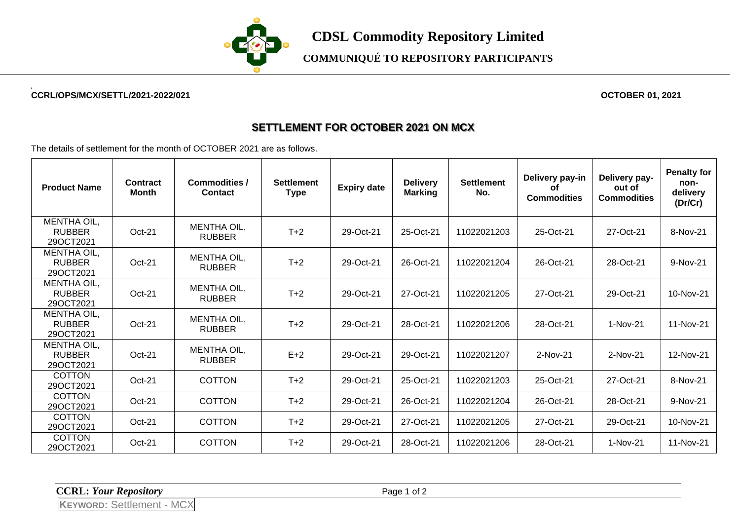# CDSL Commodity Repository Limited

**COMMUNIQUÉ TO REPOSITORY PARTICIPANTS**

**CCRL/OPS/MCX/SETTL/2021-2022/021** **OCTOBER 01, 2021**

## SETTLEMENT FOR OCTOBER 2021 ON MCX

The details of settlement for the month of OCTOBER 2021 are as follows.

| Product Name | Contract Month | Commodities / Contact | Settlement Type | Expiry date | Delivery Marking | Settlement No. | Delivery pay-in of Commodities | Delivery pay-out of Commodities | Penalty for non-delivery (Dr/Cr) |
|---|---|---|---|---|---|---|---|---|---|
| MENTHA OIL, RUBBER 29OCT2021 | Oct-21 | MENTHA OIL, RUBBER | T+2 | 29-Oct-21 | 25-Oct-21 | 11022021203 | 25-Oct-21 | 27-Oct-21 | 8-Nov-21 |
| MENTHA OIL, RUBBER 29OCT2021 | Oct-21 | MENTHA OIL, RUBBER | T+2 | 29-Oct-21 | 26-Oct-21 | 11022021204 | 26-Oct-21 | 28-Oct-21 | 9-Nov-21 |
| MENTHA OIL, RUBBER 29OCT2021 | Oct-21 | MENTHA OIL, RUBBER | T+2 | 29-Oct-21 | 27-Oct-21 | 11022021205 | 27-Oct-21 | 29-Oct-21 | 10-Nov-21 |
| MENTHA OIL, RUBBER 29OCT2021 | Oct-21 | MENTHA OIL, RUBBER | T+2 | 29-Oct-21 | 28-Oct-21 | 11022021206 | 28-Oct-21 | 1-Nov-21 | 11-Nov-21 |
| MENTHA OIL, RUBBER 29OCT2021 | Oct-21 | MENTHA OIL, RUBBER | E+2 | 29-Oct-21 | 29-Oct-21 | 11022021207 | 2-Nov-21 | 2-Nov-21 | 12-Nov-21 |
| COTTON 29OCT2021 | Oct-21 | COTTON | T+2 | 29-Oct-21 | 25-Oct-21 | 11022021203 | 25-Oct-21 | 27-Oct-21 | 8-Nov-21 |
| COTTON 29OCT2021 | Oct-21 | COTTON | T+2 | 29-Oct-21 | 26-Oct-21 | 11022021204 | 26-Oct-21 | 28-Oct-21 | 9-Nov-21 |
| COTTON 29OCT2021 | Oct-21 | COTTON | T+2 | 29-Oct-21 | 27-Oct-21 | 11022021205 | 27-Oct-21 | 29-Oct-21 | 10-Nov-21 |
| COTTON 29OCT2021 | Oct-21 | COTTON | T+2 | 29-Oct-21 | 28-Oct-21 | 11022021206 | 28-Oct-21 | 1-Nov-21 | 11-Nov-21 |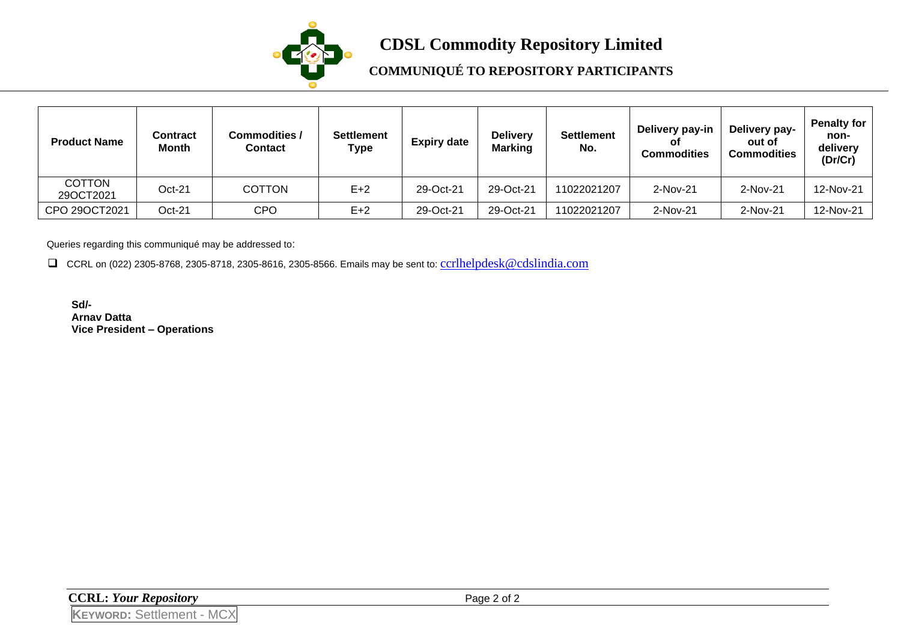# CDSL Commodity Repository Limited

## COMMUNIQUÉ TO REPOSITORY PARTICIPANTS

| Product Name | Contract Month | Commodities / Contact | Settlement Type | Expiry date | Delivery Marking | Settlement No. | Delivery pay-in of Commodities | Delivery pay-out of Commodities | Penalty for non-delivery (Dr/Cr) |
|---|---|---|---|---|---|---|---|---|---|
| COTTON 29OCT2021 | Oct-21 | COTTON | E+2 | 29-Oct-21 | 29-Oct-21 | 11022021207 | 2-Nov-21 | 2-Nov-21 | 12-Nov-21 |
| CPO 29OCT2021 | Oct-21 | CPO | E+2 | 29-Oct-21 | 29-Oct-21 | 11022021207 | 2-Nov-21 | 2-Nov-21 | 12-Nov-21 |

Queries regarding this communiqué may be addressed to:

- CCRL on (022) 2305-8768, 2305-8718, 2305-8616, 2305-8566. Emails may be sent to: ccrlhelpdesk@cdslindia.com

**Sd/-**
**Arnav Datta**
**Vice President – Operations**

**CCRL:** ***Your Repository***

**KEYWORD:** Settlement - MCX